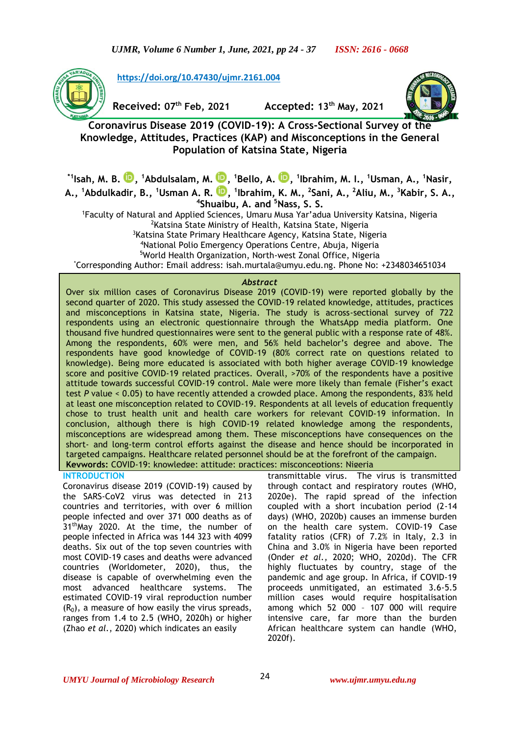https://doi.org/10.47430/ujmr.2161.004

**Received: 07th Feb, 2021** **Accepted: 13th May, 2021**

# Coronavirus Disease 2019 (COVID-19): A Cross-Sectional Survey of the Knowledge, Attitudes, Practices (KAP) and Misconceptions in the General Population of Katsina State, Nigeria

**\*[1]Isah, M. B., [1]Abdulsalam, M., [1]Bello, A., [1]Ibrahim, M. I., [1]Usman, A., [1]Nasir, A., [1]Abdulkadir, B., [1]Usman A. R., [1]Ibrahim, K. M., [2]Sani, A., [2]Aliu, M., [3]Kabir, S. A., [4]Shuaibu, A. and [5]Nass, S. S.**

[1]Faculty of Natural and Applied Sciences, Umaru Musa Yar'adua University Katsina, Nigeria
[2]Katsina State Ministry of Health, Katsina State, Nigeria
[3]Katsina State Primary Healthcare Agency, Katsina State, Nigeria
[4]National Polio Emergency Operations Centre, Abuja, Nigeria
[5]World Health Organization, North-west Zonal Office, Nigeria
*Corresponding Author: Email address: isah.murtala@umyu.edu.ng. Phone No: +2348034651034

## *Abstract*

Over six million cases of Coronavirus Disease 2019 (COVID-19) were reported globally by the second quarter of 2020. This study assessed the COVID-19 related knowledge, attitudes, practices and misconceptions in Katsina state, Nigeria. The study is across-sectional survey of 722 respondents using an electronic questionnaire through the WhatsApp media platform. One thousand five hundred questionnaires were sent to the general public with a response rate of 48%. Among the respondents, 60% were men, and 56% held bachelor's degree and above. The respondents have good knowledge of COVID-19 (80% correct rate on questions related to knowledge). Being more educated is associated with both higher average COVID-19 knowledge score and positive COVID-19 related practices. Overall, >70% of the respondents have a positive attitude towards successful COVID-19 control. Male were more likely than female (Fisher's exact test *P* value < 0.05) to have recently attended a crowded place. Among the respondents, 83% held at least one misconception related to COVID-19. Respondents at all levels of education frequently chose to trust health unit and health care workers for relevant COVID-19 information. In conclusion, although there is high COVID-19 related knowledge among the respondents, misconceptions are widespread among them. These misconceptions have consequences on the short- and long-term control efforts against the disease and hence should be incorporated in targeted campaigns. Healthcare related personnel should be at the forefront of the campaign.

**Keywords:** COVID-19; knowledge; attitude; practices; misconceptions; Nigeria

## INTRODUCTION

Coronavirus disease 2019 (COVID-19) caused by the SARS-CoV2 virus was detected in 213 countries and territories, with over 6 million people infected and over 371 000 deaths as of 31thMay 2020. At the time, the number of people infected in Africa was 144 323 with 4099 deaths. Six out of the top seven countries with most COVID-19 cases and deaths were advanced countries (Worldometer, 2020), thus, the disease is capable of overwhelming even the most advanced healthcare systems. The estimated COVID-19 viral reproduction number ($R_0$), a measure of how easily the virus spreads, ranges from 1.4 to 2.5 (WHO, 2020h) or higher (Zhao *et al.*, 2020) which indicates an easily transmittable virus. The virus is transmitted through contact and respiratory routes (WHO, 2020e). The rapid spread of the infection coupled with a short incubation period (2-14 days) (WHO, 2020b) causes an immense burden on the health care system. COVID-19 Case fatality ratios (CFR) of 7.2% in Italy, 2.3 in China and 3.0% in Nigeria have been reported (Onder *et al.*, 2020; WHO, 2020d). The CFR highly fluctuates by country, stage of the pandemic and age group. In Africa, if COVID-19 proceeds unmitigated, an estimated 3.6-5.5 million cases would require hospitalisation among which 52 000 – 107 000 will require intensive care, far more than the burden African healthcare system can handle (WHO, 2020f).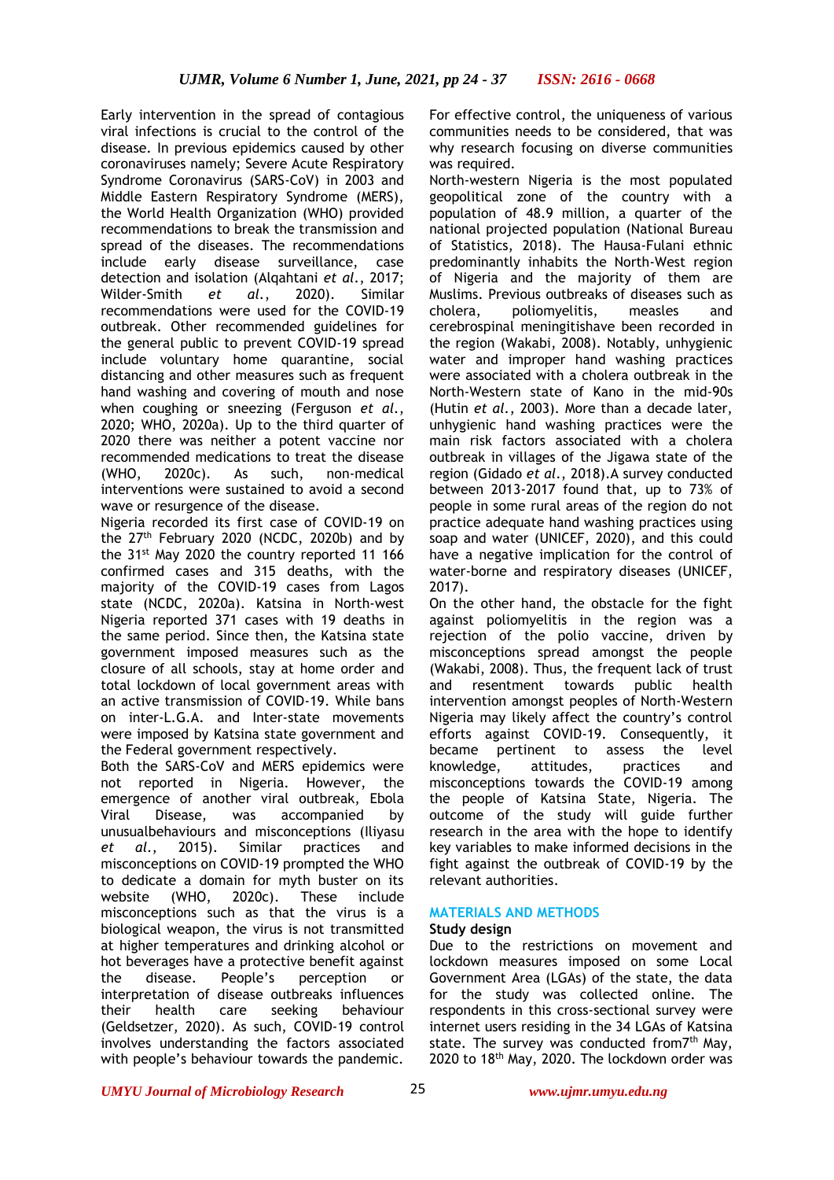Early intervention in the spread of contagious viral infections is crucial to the control of the disease. In previous epidemics caused by other coronaviruses namely; Severe Acute Respiratory Syndrome Coronavirus (SARS-CoV) in 2003 and Middle Eastern Respiratory Syndrome (MERS), the World Health Organization (WHO) provided recommendations to break the transmission and spread of the diseases. The recommendations include early disease surveillance, case detection and isolation (Alqahtani *et al.*, 2017; Wilder-Smith *et al.*, 2020). Similar recommendations were used for the COVID-19 outbreak. Other recommended guidelines for the general public to prevent COVID-19 spread include voluntary home quarantine, social distancing and other measures such as frequent hand washing and covering of mouth and nose when coughing or sneezing (Ferguson *et al.*, 2020; WHO, 2020a). Up to the third quarter of 2020 there was neither a potent vaccine nor recommended medications to treat the disease (WHO, 2020c). As such, non-medical interventions were sustained to avoid a second wave or resurgence of the disease.

Nigeria recorded its first case of COVID-19 on the 27th February 2020 (NCDC, 2020b) and by the 31st May 2020 the country reported 11 166 confirmed cases and 315 deaths, with the majority of the COVID-19 cases from Lagos state (NCDC, 2020a). Katsina in North-west Nigeria reported 371 cases with 19 deaths in the same period. Since then, the Katsina state government imposed measures such as the closure of all schools, stay at home order and total lockdown of local government areas with an active transmission of COVID-19. While bans on inter-L.G.A. and Inter-state movements were imposed by Katsina state government and the Federal government respectively.

Both the SARS-CoV and MERS epidemics were not reported in Nigeria. However, the emergence of another viral outbreak, Ebola Viral Disease, was accompanied by unusualbehaviours and misconceptions (Iliyasu *et al.*, 2015). Similar practices and misconceptions on COVID-19 prompted the WHO to dedicate a domain for myth buster on its website (WHO, 2020c). These include misconceptions such as that the virus is a biological weapon, the virus is not transmitted at higher temperatures and drinking alcohol or hot beverages have a protective benefit against the disease. People's perception or interpretation of disease outbreaks influences their health care seeking behaviour (Geldsetzer, 2020). As such, COVID-19 control involves understanding the factors associated with people's behaviour towards the pandemic. For effective control, the uniqueness of various communities needs to be considered, that was why research focusing on diverse communities was required.

North-western Nigeria is the most populated geopolitical zone of the country with a population of 48.9 million, a quarter of the national projected population (National Bureau of Statistics, 2018). The Hausa-Fulani ethnic predominantly inhabits the North-West region of Nigeria and the majority of them are Muslims. Previous outbreaks of diseases such as cholera, poliomyelitis, measles and cerebrospinal meningitishave been recorded in the region (Wakabi, 2008). Notably, unhygienic water and improper hand washing practices were associated with a cholera outbreak in the North-Western state of Kano in the mid-90s (Hutin *et al.*, 2003). More than a decade later, unhygienic hand washing practices were the main risk factors associated with a cholera outbreak in villages of the Jigawa state of the region (Gidado *et al.*, 2018).A survey conducted between 2013-2017 found that, up to 73% of people in some rural areas of the region do not practice adequate hand washing practices using soap and water (UNICEF, 2020), and this could have a negative implication for the control of water-borne and respiratory diseases (UNICEF, 2017).

On the other hand, the obstacle for the fight against poliomyelitis in the region was a rejection of the polio vaccine, driven by misconceptions spread amongst the people (Wakabi, 2008). Thus, the frequent lack of trust and resentment towards public health intervention amongst peoples of North-Western Nigeria may likely affect the country's control efforts against COVID-19. Consequently, it became pertinent to assess the level knowledge, attitudes, practices and misconceptions towards the COVID-19 among the people of Katsina State, Nigeria. The outcome of the study will guide further research in the area with the hope to identify key variables to make informed decisions in the fight against the outbreak of COVID-19 by the relevant authorities.

## MATERIALS AND METHODS

### Study design

Due to the restrictions on movement and lockdown measures imposed on some Local Government Area (LGAs) of the state, the data for the study was collected online. The respondents in this cross-sectional survey were internet users residing in the 34 LGAs of Katsina state. The survey was conducted from7th May, 2020 to 18th May, 2020. The lockdown order was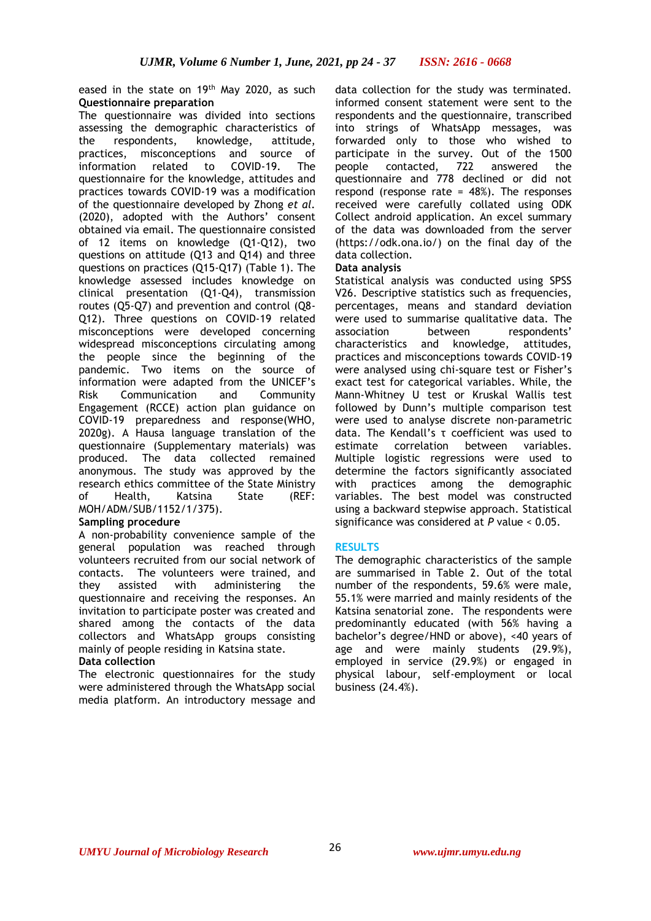eased in the state on 19th May 2020, as such

**Questionnaire preparation**

The questionnaire was divided into sections assessing the demographic characteristics of the respondents, knowledge, attitude, practices, misconceptions and source of information related to COVID-19. The questionnaire for the knowledge, attitudes and practices towards COVID-19 was a modification of the questionnaire developed by Zhong *et al.* (2020), adopted with the Authors' consent obtained via email. The questionnaire consisted of 12 items on knowledge (Q1-Q12), two questions on attitude (Q13 and Q14) and three questions on practices (Q15-Q17) (Table 1). The knowledge assessed includes knowledge on clinical presentation (Q1-Q4), transmission routes (Q5-Q7) and prevention and control (Q8-Q12). Three questions on COVID-19 related misconceptions were developed concerning widespread misconceptions circulating among the people since the beginning of the pandemic. Two items on the source of information were adapted from the UNICEF's Risk Communication and Community Engagement (RCCE) action plan guidance on COVID-19 preparedness and response(WHO, 2020g). A Hausa language translation of the questionnaire (Supplementary materials) was produced. The data collected remained anonymous. The study was approved by the research ethics committee of the State Ministry of Health, Katsina State (REF: MOH/ADM/SUB/1152/1/375).

**Sampling procedure**

A non-probability convenience sample of the general population was reached through volunteers recruited from our social network of contacts. The volunteers were trained, and they assisted with administering the questionnaire and receiving the responses. An invitation to participate poster was created and shared among the contacts of the data collectors and WhatsApp groups consisting mainly of people residing in Katsina state.

**Data collection**

The electronic questionnaires for the study were administered through the WhatsApp social media platform. An introductory message and data collection for the study was terminated. informed consent statement were sent to the respondents and the questionnaire, transcribed into strings of WhatsApp messages, was forwarded only to those who wished to participate in the survey. Out of the 1500 people contacted, 722 answered the questionnaire and 778 declined or did not respond (response rate = 48%). The responses received were carefully collated using ODK Collect android application. An excel summary of the data was downloaded from the server (https://odk.ona.io/) on the final day of the data collection.

**Data analysis**

Statistical analysis was conducted using SPSS V26. Descriptive statistics such as frequencies, percentages, means and standard deviation were used to summarise qualitative data. The association between respondents' characteristics and knowledge, attitudes, practices and misconceptions towards COVID-19 were analysed using chi-square test or Fisher's exact test for categorical variables. While, the Mann-Whitney U test or Kruskal Wallis test followed by Dunn's multiple comparison test were used to analyse discrete non-parametric data. The Kendall's τ coefficient was used to estimate correlation between variables. Multiple logistic regressions were used to determine the factors significantly associated with practices among the demographic variables. The best model was constructed using a backward stepwise approach. Statistical significance was considered at *P* value < 0.05.

## RESULTS

The demographic characteristics of the sample are summarised in Table 2. Out of the total number of the respondents, 59.6% were male, 55.1% were married and mainly residents of the Katsina senatorial zone. The respondents were predominantly educated (with 56% having a bachelor's degree/HND or above), <40 years of age and were mainly students (29.9%), employed in service (29.9%) or engaged in physical labour, self-employment or local business (24.4%).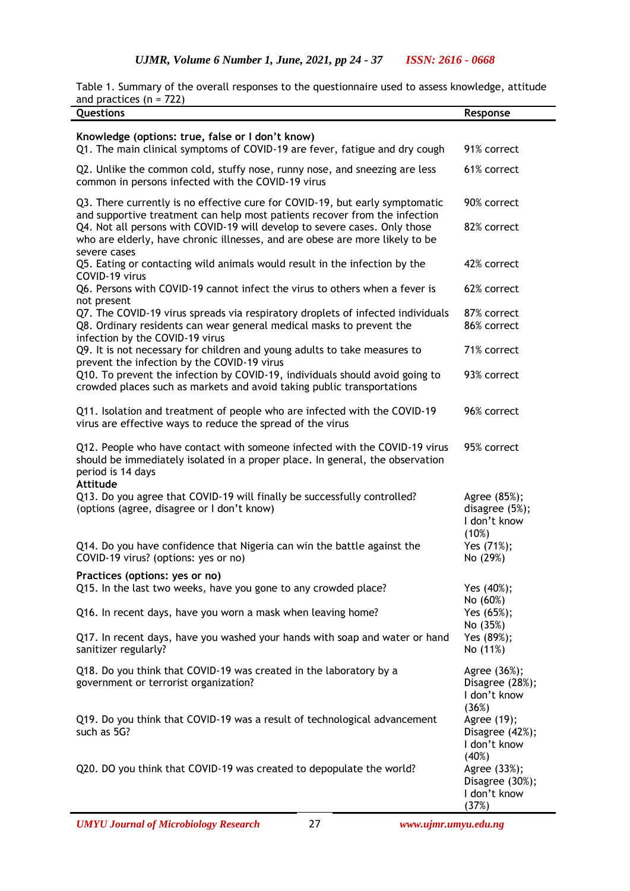Table 1. Summary of the overall responses to the questionnaire used to assess knowledge, attitude and practices (n = 722)

| Questions | Response |
|---|---|
| **Knowledge (options: true, false or I don't know)** | |
| Q1. The main clinical symptoms of COVID-19 are fever, fatigue and dry cough | 91% correct |
| Q2. Unlike the common cold, stuffy nose, runny nose, and sneezing are less common in persons infected with the COVID-19 virus | 61% correct |
| Q3. There currently is no effective cure for COVID-19, but early symptomatic and supportive treatment can help most patients recover from the infection | 90% correct |
| Q4. Not all persons with COVID-19 will develop to severe cases. Only those who are elderly, have chronic illnesses, and are obese are more likely to be severe cases | 82% correct |
| Q5. Eating or contacting wild animals would result in the infection by the COVID-19 virus | 42% correct |
| Q6. Persons with COVID-19 cannot infect the virus to others when a fever is not present | 62% correct |
| Q7. The COVID-19 virus spreads via respiratory droplets of infected individuals | 87% correct |
| Q8. Ordinary residents can wear general medical masks to prevent the infection by the COVID-19 virus | 86% correct |
| Q9. It is not necessary for children and young adults to take measures to prevent the infection by the COVID-19 virus | 71% correct |
| Q10. To prevent the infection by COVID-19, individuals should avoid going to crowded places such as markets and avoid taking public transportations | 93% correct |
| Q11. Isolation and treatment of people who are infected with the COVID-19 virus are effective ways to reduce the spread of the virus | 96% correct |
| Q12. People who have contact with someone infected with the COVID-19 virus should be immediately isolated in a proper place. In general, the observation period is 14 days | 95% correct |
| **Attitude** | |
| Q13. Do you agree that COVID-19 will finally be successfully controlled? (options (agree, disagree or I don't know) | Agree (85%); disagree (5%); I don't know (10%) |
| Q14. Do you have confidence that Nigeria can win the battle against the COVID-19 virus? (options: yes or no) | Yes (71%); No (29%) |
| **Practices (options: yes or no)** | |
| Q15. In the last two weeks, have you gone to any crowded place? | Yes (40%); No (60%) |
| Q16. In recent days, have you worn a mask when leaving home? | Yes (65%); No (35%) |
| Q17. In recent days, have you washed your hands with soap and water or hand sanitizer regularly? | Yes (89%); No (11%) |
| Q18. Do you think that COVID-19 was created in the laboratory by a government or terrorist organization? | Agree (36%); Disagree (28%); I don't know (36%) |
| Q19. Do you think that COVID-19 was a result of technological advancement such as 5G? | Agree (19); Disagree (42%); I don't know (40%) |
| Q20. DO you think that COVID-19 was created to depopulate the world? | Agree (33%); Disagree (30%); I don't know (37%) |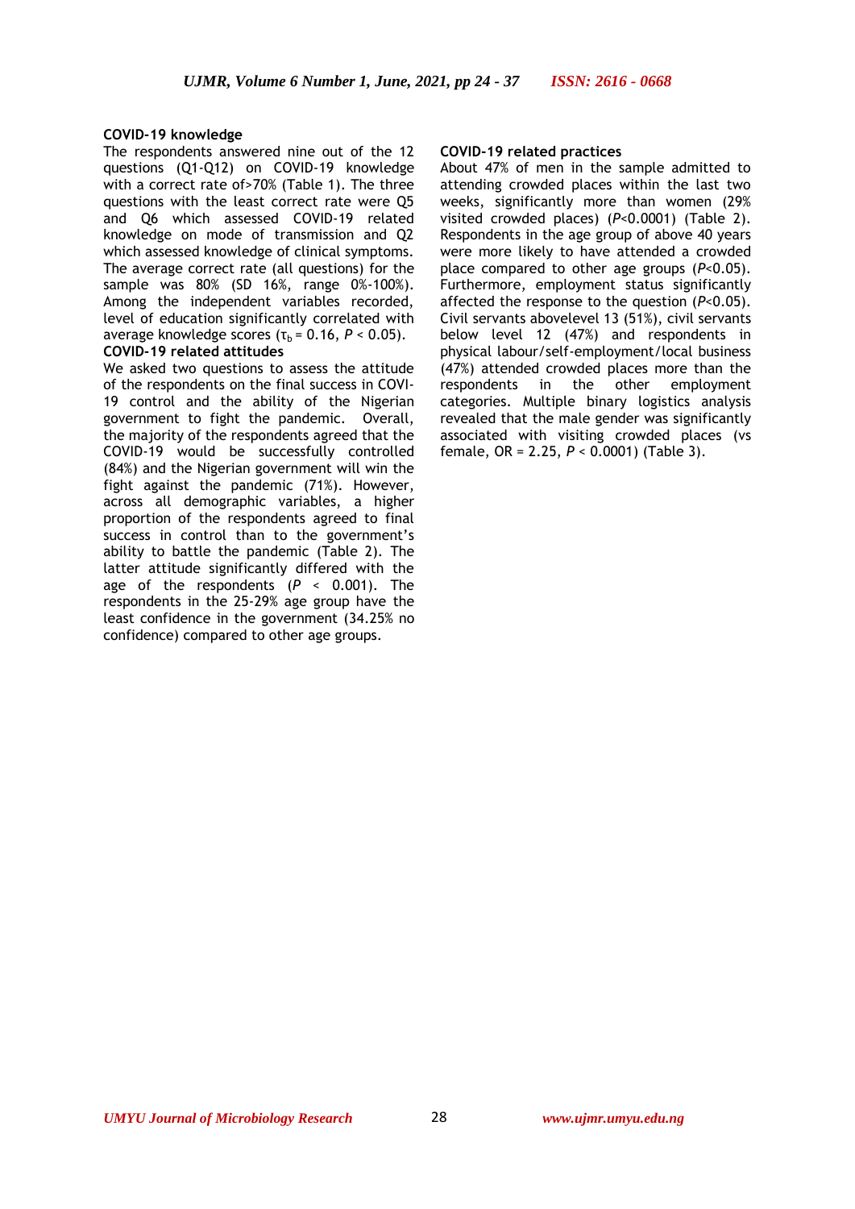### COVID-19 knowledge

The respondents answered nine out of the 12 questions (Q1-Q12) on COVID-19 knowledge with a correct rate of>70% (Table 1). The three questions with the least correct rate were Q5 and Q6 which assessed COVID-19 related knowledge on mode of transmission and Q2 which assessed knowledge of clinical symptoms. The average correct rate (all questions) for the sample was 80% (SD 16%, range 0%-100%). Among the independent variables recorded, level of education significantly correlated with average knowledge scores ($\tau_b = 0.16$, $P < 0.05$).

### COVID-19 related attitudes

We asked two questions to assess the attitude of the respondents on the final success in COVI-19 control and the ability of the Nigerian government to fight the pandemic. Overall, the majority of the respondents agreed that the COVID-19 would be successfully controlled (84%) and the Nigerian government will win the fight against the pandemic (71%). However, across all demographic variables, a higher proportion of the respondents agreed to final success in control than to the government's ability to battle the pandemic (Table 2). The latter attitude significantly differed with the age of the respondents ($P < 0.001$). The respondents in the 25-29% age group have the least confidence in the government (34.25% no confidence) compared to other age groups.

### COVID-19 related practices

About 47% of men in the sample admitted to attending crowded places within the last two weeks, significantly more than women (29% visited crowded places) ($P<0.0001$) (Table 2). Respondents in the age group of above 40 years were more likely to have attended a crowded place compared to other age groups ($P<0.05$). Furthermore, employment status significantly affected the response to the question ($P<0.05$). Civil servants abovelevel 13 (51%), civil servants below level 12 (47%) and respondents in physical labour/self-employment/local business (47%) attended crowded places more than the respondents in the other employment categories. Multiple binary logistics analysis revealed that the male gender was significantly associated with visiting crowded places (vs female, OR = 2.25, $P < 0.0001$) (Table 3).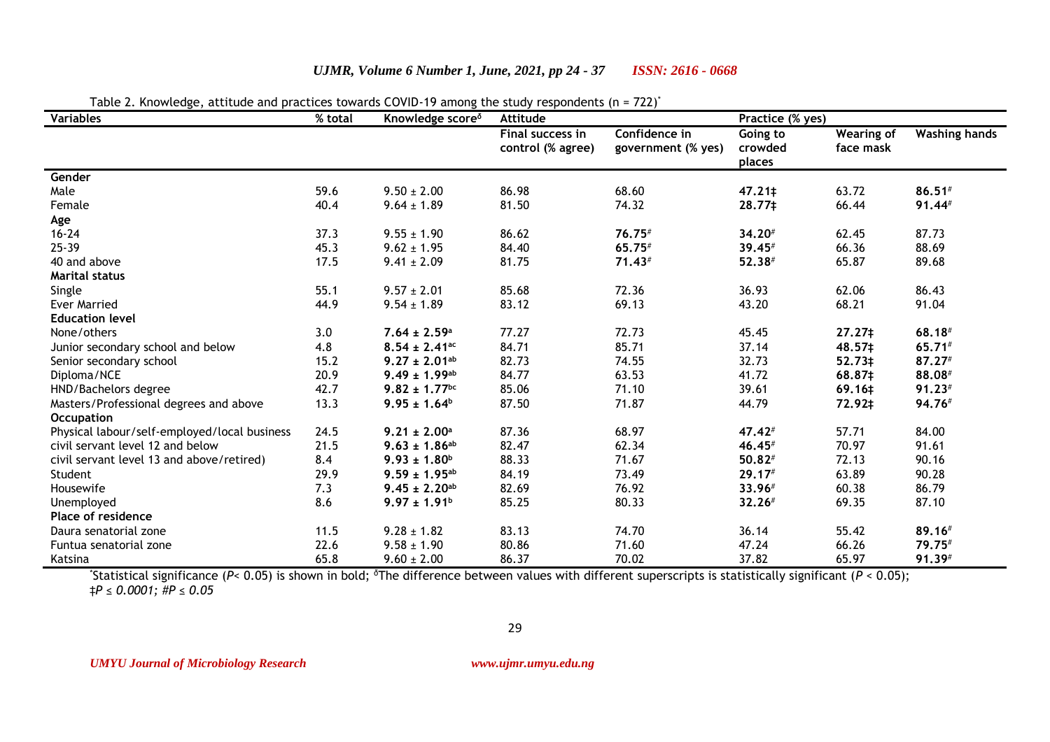Table 2. Knowledge, attitude and practices towards COVID-19 among the study respondents (n = 722)*

| Variables | % total | Knowledge score$^{\delta}$ | Attitude | | Practice (% yes) | | |
|---|---|---|---|---|---|---|---|
| | | | Final success in control (% agree) | Confidence in government (% yes) | Going to crowded places | Wearing of face mask | Washing hands |
| **Gender** | | | | | | | |
| Male | 59.6 | 9.50 ± 2.00 | 86.98 | 68.60 | **47.21‡** | 63.72 | **86.51#** |
| Female | 40.4 | 9.64 ± 1.89 | 81.50 | 74.32 | **28.77‡** | 66.44 | **91.44#** |
| **Age** | | | | | | | |
| 16-24 | 37.3 | 9.55 ± 1.90 | 86.62 | **76.75#** | **34.20#** | 62.45 | 87.73 |
| 25-39 | 45.3 | 9.62 ± 1.95 | 84.40 | **65.75#** | **39.45#** | 66.36 | 88.69 |
| 40 and above | 17.5 | 9.41 ± 2.09 | 81.75 | **71.43#** | **52.38#** | 65.87 | 89.68 |
| **Marital status** | | | | | | | |
| Single | 55.1 | 9.57 ± 2.01 | 85.68 | 72.36 | 36.93 | 62.06 | 86.43 |
| Ever Married | 44.9 | 9.54 ± 1.89 | 83.12 | 69.13 | 43.20 | 68.21 | 91.04 |
| **Education level** | | | | | | | |
| None/others | 3.0 | **7.64 ± 2.59$^{a}$** | 77.27 | 72.73 | 45.45 | **27.27‡** | **68.18#** |
| Junior secondary school and below | 4.8 | **8.54 ± 2.41$^{ac}$** | 84.71 | 85.71 | 37.14 | **48.57‡** | **65.71#** |
| Senior secondary school | 15.2 | **9.27 ± 2.01$^{ab}$** | 82.73 | 74.55 | 32.73 | **52.73‡** | **87.27#** |
| Diploma/NCE | 20.9 | **9.49 ± 1.99$^{ab}$** | 84.77 | 63.53 | 41.72 | **68.87‡** | **88.08#** |
| HND/Bachelors degree | 42.7 | **9.82 ± 1.77$^{bc}$** | 85.06 | 71.10 | 39.61 | **69.16‡** | **91.23#** |
| Masters/Professional degrees and above | 13.3 | **9.95 ± 1.64$^{b}$** | 87.50 | 71.87 | 44.79 | **72.92‡** | **94.76#** |
| **Occupation** | | | | | | | |
| Physical labour/self-employed/local business | 24.5 | **9.21 ± 2.00$^{a}$** | 87.36 | 68.97 | **47.42#** | 57.71 | 84.00 |
| civil servant level 12 and below | 21.5 | **9.63 ± 1.86$^{ab}$** | 82.47 | 62.34 | **46.45#** | 70.97 | 91.61 |
| civil servant level 13 and above/retired) | 8.4 | **9.93 ± 1.80$^{b}$** | 88.33 | 71.67 | **50.82#** | 72.13 | 90.16 |
| Student | 29.9 | **9.59 ± 1.95$^{ab}$** | 84.19 | 73.49 | **29.17#** | 63.89 | 90.28 |
| Housewife | 7.3 | **9.45 ± 2.20$^{ab}$** | 82.69 | 76.92 | **33.96#** | 60.38 | 86.79 |
| Unemployed | 8.6 | **9.97 ± 1.91$^{b}$** | 85.25 | 80.33 | **32.26#** | 69.35 | 87.10 |
| **Place of residence** | | | | | | | |
| Daura senatorial zone | 11.5 | 9.28 ± 1.82 | 83.13 | 74.70 | 36.14 | 55.42 | **89.16#** |
| Funtua senatorial zone | 22.6 | 9.58 ± 1.90 | 80.86 | 71.60 | 47.24 | 66.26 | **79.75#** |
| Katsina | 65.8 | 9.60 ± 2.00 | 86.37 | 70.02 | 37.82 | 65.97 | **91.39#** |

*Statistical significance ($P < 0.05$) is shown in bold; $^{\delta}$The difference between values with different superscripts is statistically significant ($P < 0.05$); *‡$P \leq 0.0001$; #$P \leq 0.05$*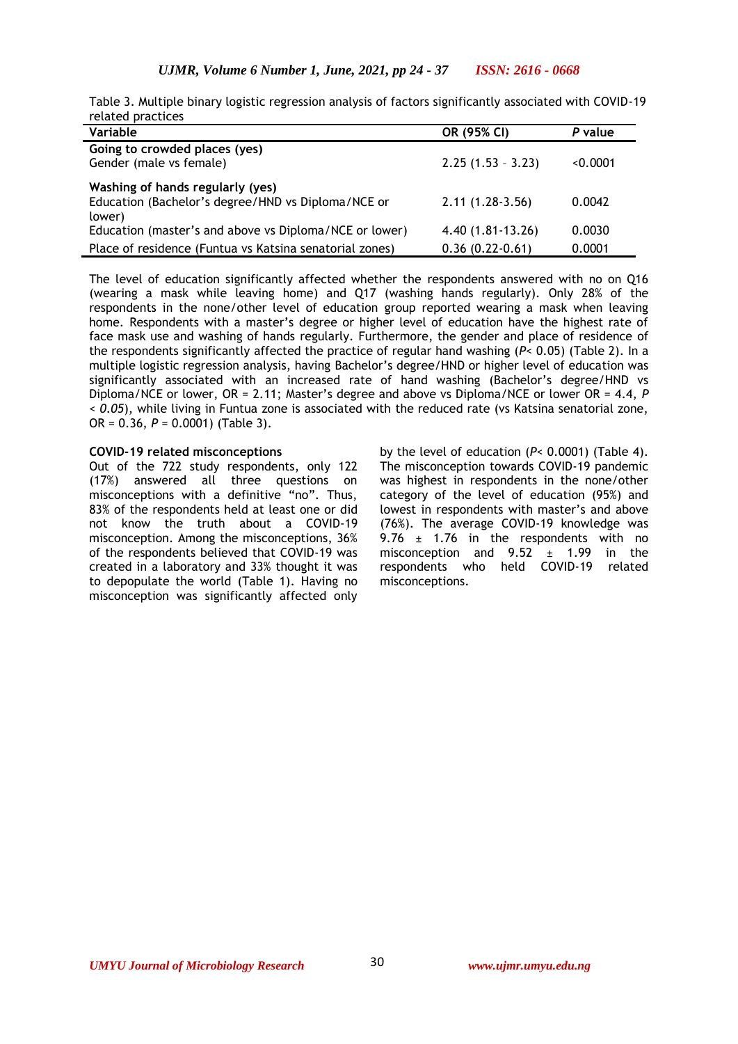Table 3. Multiple binary logistic regression analysis of factors significantly associated with COVID-19 related practices

| Variable | OR (95% CI) | *P* value |
|---|---|---|
| **Going to crowded places (yes)** | | |
| Gender (male vs female) | 2.25 (1.53 – 3.23) | <0.0001 |
| **Washing of hands regularly (yes)** | | |
| Education (Bachelor's degree/HND vs Diploma/NCE or lower) | 2.11 (1.28-3.56) | 0.0042 |
| Education (master's and above vs Diploma/NCE or lower) | 4.40 (1.81-13.26) | 0.0030 |
| Place of residence (Funtua vs Katsina senatorial zones) | 0.36 (0.22-0.61) | 0.0001 |

The level of education significantly affected whether the respondents answered with no on Q16 (wearing a mask while leaving home) and Q17 (washing hands regularly). Only 28% of the respondents in the none/other level of education group reported wearing a mask when leaving home. Respondents with a master's degree or higher level of education have the highest rate of face mask use and washing of hands regularly. Furthermore, the gender and place of residence of the respondents significantly affected the practice of regular hand washing ($P< 0.05$) (Table 2). In a multiple logistic regression analysis, having Bachelor's degree/HND or higher level of education was significantly associated with an increased rate of hand washing (Bachelor's degree/HND vs Diploma/NCE or lower, OR = 2.11; Master's degree and above vs Diploma/NCE or lower OR = 4.4, $P < 0.05$), while living in Funtua zone is associated with the reduced rate (vs Katsina senatorial zone, OR = 0.36, $P = 0.0001$) (Table 3).

**COVID-19 related misconceptions**

Out of the 722 study respondents, only 122 (17%) answered all three questions on misconceptions with a definitive "no". Thus, 83% of the respondents held at least one or did not know the truth about a COVID-19 misconception. Among the misconceptions, 36% of the respondents believed that COVID-19 was created in a laboratory and 33% thought it was to depopulate the world (Table 1). Having no misconception was significantly affected only by the level of education ($P< 0.0001$) (Table 4). The misconception towards COVID-19 pandemic was highest in respondents in the none/other category of the level of education (95%) and lowest in respondents with master's and above (76%). The average COVID-19 knowledge was 9.76 ± 1.76 in the respondents with no misconception and 9.52 ± 1.99 in the respondents who held COVID-19 related misconceptions.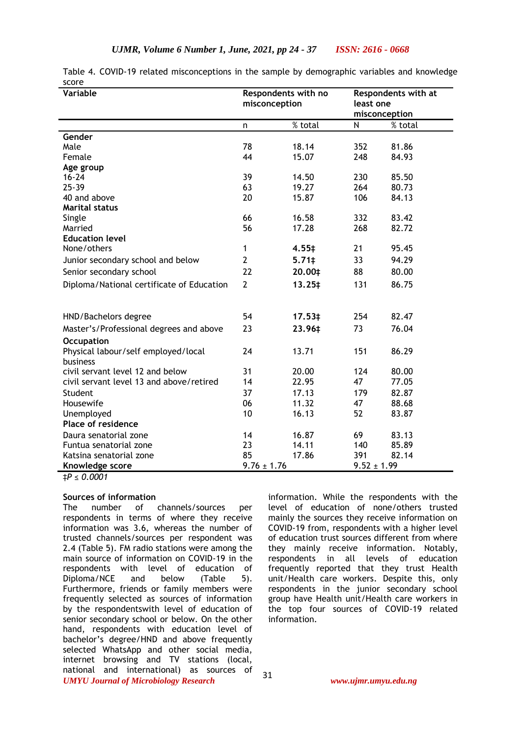Table 4. COVID-19 related misconceptions in the sample by demographic variables and knowledge score

| Variable | Respondents with no misconception | | Respondents with at least one misconception | |
|---|---|---|---|---|
| | n | % total | N | % total |
| **Gender** | | | | |
| Male | 78 | 18.14 | 352 | 81.86 |
| Female | 44 | 15.07 | 248 | 84.93 |
| **Age group** | | | | |
| 16-24 | 39 | 14.50 | 230 | 85.50 |
| 25-39 | 63 | 19.27 | 264 | 80.73 |
| 40 and above | 20 | 15.87 | 106 | 84.13 |
| **Marital status** | | | | |
| Single | 66 | 16.58 | 332 | 83.42 |
| Married | 56 | 17.28 | 268 | 82.72 |
| **Education level** | | | | |
| None/others | 1 | **4.55‡** | 21 | 95.45 |
| Junior secondary school and below | 2 | **5.71‡** | 33 | 94.29 |
| Senior secondary school | 22 | **20.00‡** | 88 | 80.00 |
| Diploma/National certificate of Education | 2 | **13.25‡** | 131 | 86.75 |
| HND/Bachelors degree | 54 | **17.53‡** | 254 | 82.47 |
| Master's/Professional degrees and above | 23 | **23.96‡** | 73 | 76.04 |
| **Occupation** | | | | |
| Physical labour/self employed/local business | 24 | 13.71 | 151 | 86.29 |
| civil servant level 12 and below | 31 | 20.00 | 124 | 80.00 |
| civil servant level 13 and above/retired | 14 | 22.95 | 47 | 77.05 |
| Student | 37 | 17.13 | 179 | 82.87 |
| Housewife | 06 | 11.32 | 47 | 88.68 |
| Unemployed | 10 | 16.13 | 52 | 83.87 |
| **Place of residence** | | | | |
| Daura senatorial zone | 14 | 16.87 | 69 | 83.13 |
| Funtua senatorial zone | 23 | 14.11 | 140 | 85.89 |
| Katsina senatorial zone | 85 | 17.86 | 391 | 82.14 |
| **Knowledge score** | 9.76 ± 1.76 | | 9.52 ± 1.99 | |

*‡P ≤ 0.0001*

**Sources of information**

The number of channels/sources per respondents in terms of where they receive information was 3.6, whereas the number of trusted channels/sources per respondent was 2.4 (Table 5). FM radio stations were among the main source of information on COVID-19 in the respondents with level of education of Diploma/NCE and below (Table 5). Furthermore, friends or family members were frequently selected as sources of information by the respondentswith level of education of senior secondary school or below. On the other hand, respondents with education level of bachelor's degree/HND and above frequently selected WhatsApp and other social media, internet browsing and TV stations (local, national and international) as sources of information. While the respondents with the level of education of none/others trusted mainly the sources they receive information on COVID-19 from, respondents with a higher level of education trust sources different from where they mainly receive information. Notably, respondents in all levels of education frequently reported that they trust Health unit/Health care workers. Despite this, only respondents in the junior secondary school group have Health unit/Health care workers in the top four sources of COVID-19 related information.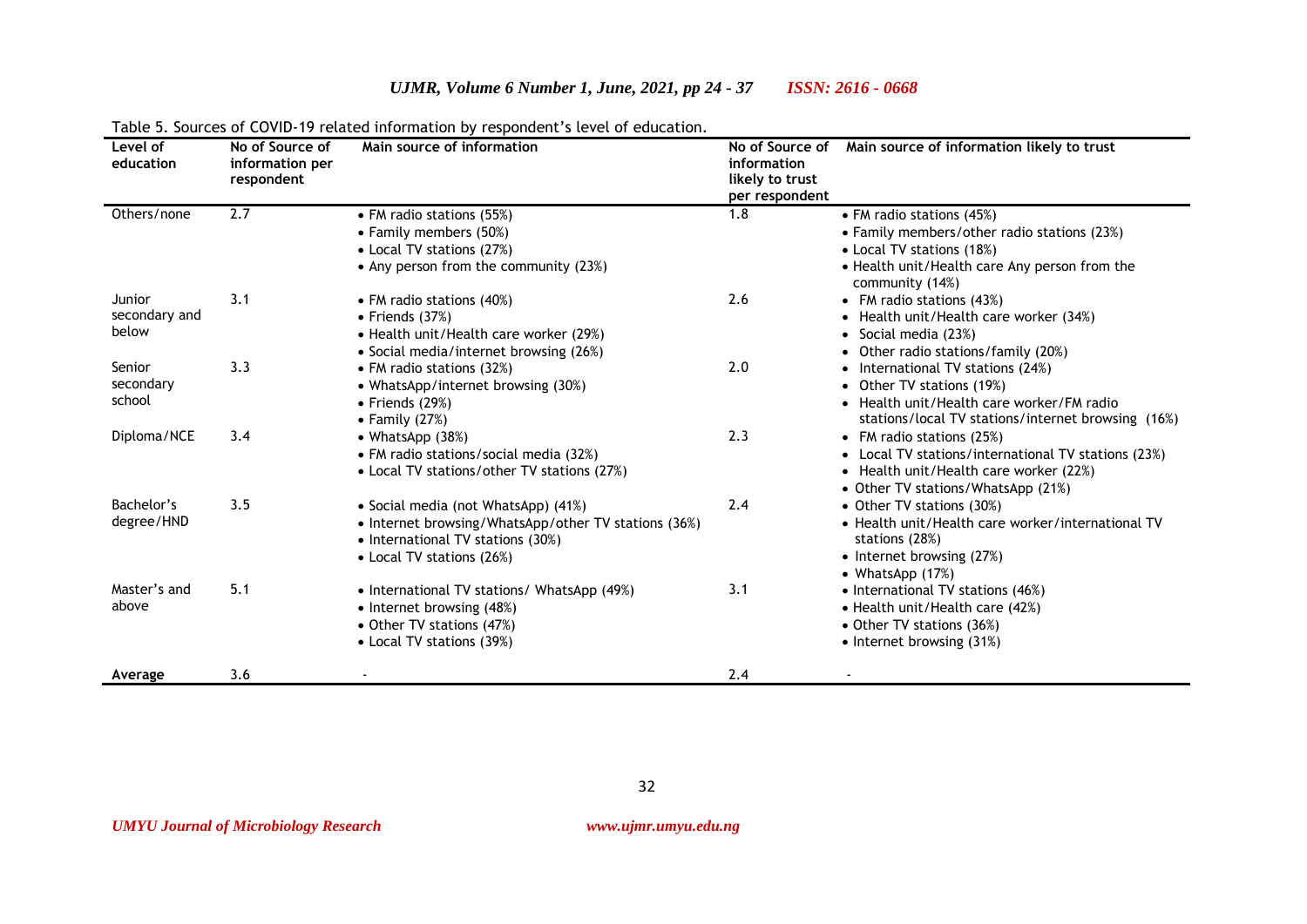Table 5. Sources of COVID-19 related information by respondent's level of education.

| Level of education | No of Source of information per respondent | Main source of information | No of Source of information likely to trust per respondent | Main source of information likely to trust |
|---|---|---|---|---|
| Others/none | 2.7 | • FM radio stations (55%)<br>• Family members (50%)<br>• Local TV stations (27%)<br>• Any person from the community (23%) | 1.8 | • FM radio stations (45%)<br>• Family members/other radio stations (23%)<br>• Local TV stations (18%)<br>• Health unit/Health care Any person from the community (14%) |
| Junior secondary and below | 3.1 | • FM radio stations (40%)<br>• Friends (37%)<br>• Health unit/Health care worker (29%)<br>• Social media/internet browsing (26%) | 2.6 | • FM radio stations (43%)<br>• Health unit/Health care worker (34%)<br>• Social media (23%)<br>• Other radio stations/family (20%) |
| Senior secondary school | 3.3 | • FM radio stations (32%)<br>• WhatsApp/internet browsing (30%)<br>• Friends (29%)<br>• Family (27%) | 2.0 | • International TV stations (24%)<br>• Other TV stations (19%)<br>• Health unit/Health care worker/FM radio stations/local TV stations/internet browsing (16%) |
| Diploma/NCE | 3.4 | • WhatsApp (38%)<br>• FM radio stations/social media (32%)<br>• Local TV stations/other TV stations (27%) | 2.3 | • FM radio stations (25%)<br>• Local TV stations/international TV stations (23%)<br>• Health unit/Health care worker (22%)<br>• Other TV stations/WhatsApp (21%) |
| Bachelor's degree/HND | 3.5 | • Social media (not WhatsApp) (41%)<br>• Internet browsing/WhatsApp/other TV stations (36%)<br>• International TV stations (30%)<br>• Local TV stations (26%) | 2.4 | • Other TV stations (30%)<br>• Health unit/Health care worker/international TV stations (28%)<br>• Internet browsing (27%)<br>• WhatsApp (17%) |
| Master's and above | 5.1 | • International TV stations/ WhatsApp (49%)<br>• Internet browsing (48%)<br>• Other TV stations (47%)<br>• Local TV stations (39%) | 3.1 | • International TV stations (46%)<br>• Health unit/Health care (42%)<br>• Other TV stations (36%)<br>• Internet browsing (31%) |
| **Average** | 3.6 | - | 2.4 | - |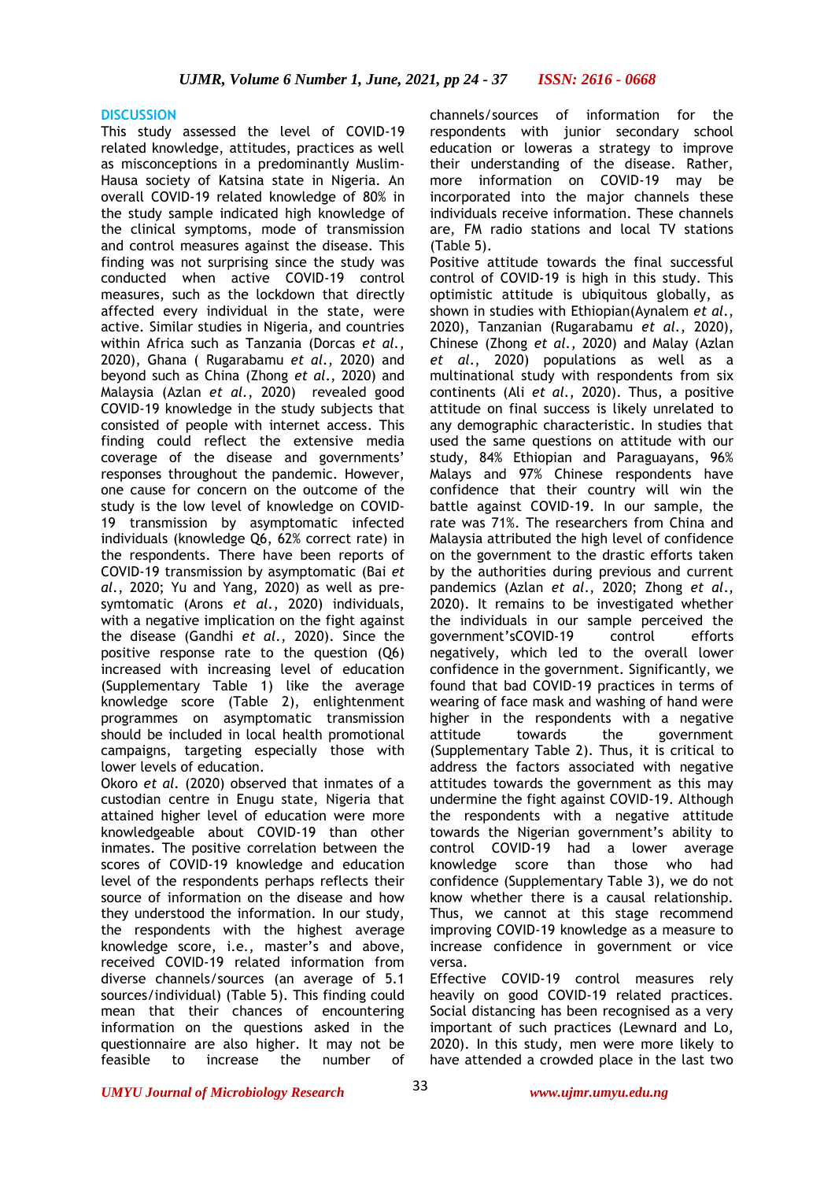## DISCUSSION

This study assessed the level of COVID-19 related knowledge, attitudes, practices as well as misconceptions in a predominantly Muslim-Hausa society of Katsina state in Nigeria. An overall COVID-19 related knowledge of 80% in the study sample indicated high knowledge of the clinical symptoms, mode of transmission and control measures against the disease. This finding was not surprising since the study was conducted when active COVID-19 control measures, such as the lockdown that directly affected every individual in the state, were active. Similar studies in Nigeria, and countries within Africa such as Tanzania (Dorcas *et al.*, 2020), Ghana ( Rugarabamu *et al.*, 2020) and beyond such as China (Zhong *et al.*, 2020) and Malaysia (Azlan *et al.*, 2020) revealed good COVID-19 knowledge in the study subjects that consisted of people with internet access. This finding could reflect the extensive media coverage of the disease and governments' responses throughout the pandemic. However, one cause for concern on the outcome of the study is the low level of knowledge on COVID-19 transmission by asymptomatic infected individuals (knowledge Q6, 62% correct rate) in the respondents. There have been reports of COVID-19 transmission by asymptomatic (Bai *et al.*, 2020; Yu and Yang, 2020) as well as pre-symtomatic (Arons *et al.*, 2020) individuals, with a negative implication on the fight against the disease (Gandhi *et al.*, 2020). Since the positive response rate to the question (Q6) increased with increasing level of education (Supplementary Table 1) like the average knowledge score (Table 2), enlightenment programmes on asymptomatic transmission should be included in local health promotional campaigns, targeting especially those with lower levels of education.

Okoro *et al.* (2020) observed that inmates of a custodian centre in Enugu state, Nigeria that attained higher level of education were more knowledgeable about COVID-19 than other inmates. The positive correlation between the scores of COVID-19 knowledge and education level of the respondents perhaps reflects their source of information on the disease and how they understood the information. In our study, the respondents with the highest average knowledge score, i.e., master's and above, received COVID-19 related information from diverse channels/sources (an average of 5.1 sources/individual) (Table 5). This finding could mean that their chances of encountering information on the questions asked in the questionnaire are also higher. It may not be feasible to increase the number of channels/sources of information for the respondents with junior secondary school education or loweras a strategy to improve their understanding of the disease. Rather, more information on COVID-19 may be incorporated into the major channels these individuals receive information. These channels are, FM radio stations and local TV stations (Table 5).

Positive attitude towards the final successful control of COVID-19 is high in this study. This optimistic attitude is ubiquitous globally, as shown in studies with Ethiopian(Aynalem *et al.*, 2020), Tanzanian (Rugarabamu *et al.*, 2020), Chinese (Zhong *et al.*, 2020) and Malay (Azlan *et al.*, 2020) populations as well as a multinational study with respondents from six continents (Ali *et al.*, 2020). Thus, a positive attitude on final success is likely unrelated to any demographic characteristic. In studies that used the same questions on attitude with our study, 84% Ethiopian and Paraguayans, 96% Malays and 97% Chinese respondents have confidence that their country will win the battle against COVID-19. In our sample, the rate was 71%. The researchers from China and Malaysia attributed the high level of confidence on the government to the drastic efforts taken by the authorities during previous and current pandemics (Azlan *et al.*, 2020; Zhong *et al.*, 2020). It remains to be investigated whether the individuals in our sample perceived the government'sCOVID-19 control efforts negatively, which led to the overall lower confidence in the government. Significantly, we found that bad COVID-19 practices in terms of wearing of face mask and washing of hand were higher in the respondents with a negative attitude towards the government (Supplementary Table 2). Thus, it is critical to address the factors associated with negative attitudes towards the government as this may undermine the fight against COVID-19. Although the respondents with a negative attitude towards the Nigerian government's ability to control COVID-19 had a lower average knowledge score than those who had confidence (Supplementary Table 3), we do not know whether there is a causal relationship. Thus, we cannot at this stage recommend improving COVID-19 knowledge as a measure to increase confidence in government or vice versa.

Effective COVID-19 control measures rely heavily on good COVID-19 related practices. Social distancing has been recognised as a very important of such practices (Lewnard and Lo, 2020). In this study, men were more likely to have attended a crowded place in the last two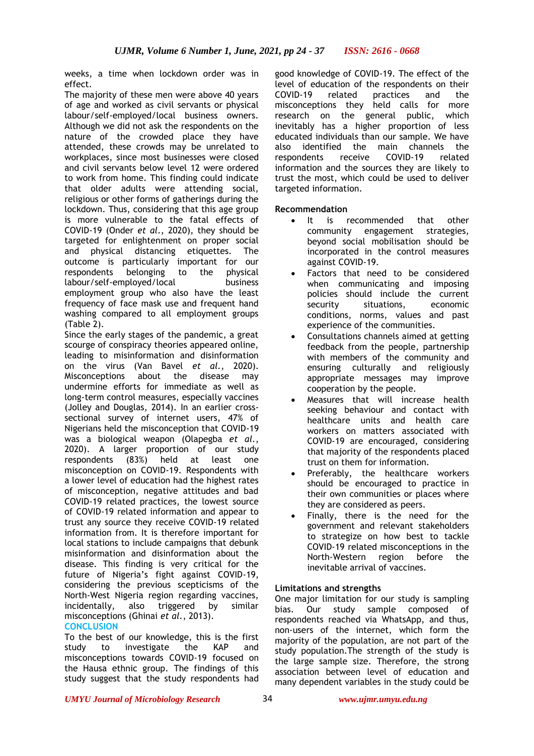weeks, a time when lockdown order was in effect.

The majority of these men were above 40 years of age and worked as civil servants or physical labour/self-employed/local business owners. Although we did not ask the respondents on the nature of the crowded place they have attended, these crowds may be unrelated to workplaces, since most businesses were closed and civil servants below level 12 were ordered to work from home. This finding could indicate that older adults were attending social, religious or other forms of gatherings during the lockdown. Thus, considering that this age group is more vulnerable to the fatal effects of COVID-19 (Onder *et al.*, 2020), they should be targeted for enlightenment on proper social and physical distancing etiquettes. The outcome is particularly important for our respondents belonging to the physical labour/self-employed/local business employment group who also have the least frequency of face mask use and frequent hand washing compared to all employment groups (Table 2).

Since the early stages of the pandemic, a great scourge of conspiracy theories appeared online, leading to misinformation and disinformation on the virus (Van Bavel *et al.*, 2020). Misconceptions about the disease may undermine efforts for immediate as well as long-term control measures, especially vaccines (Jolley and Douglas, 2014). In an earlier cross-sectional survey of internet users, 47% of Nigerians held the misconception that COVID-19 was a biological weapon (Olapegba *et al.*, 2020). A larger proportion of our study respondents (83%) held at least one misconception on COVID-19. Respondents with a lower level of education had the highest rates of misconception, negative attitudes and bad COVID-19 related practices, the lowest source of COVID-19 related information and appear to trust any source they receive COVID-19 related information from. It is therefore important for local stations to include campaigns that debunk misinformation and disinformation about the disease. This finding is very critical for the future of Nigeria's fight against COVID-19, considering the previous scepticisms of the North-West Nigeria region regarding vaccines, incidentally, also triggered by similar misconceptions (Ghinai *et al.*, 2013).

## CONCLUSION

To the best of our knowledge, this is the first study to investigate the KAP and misconceptions towards COVID-19 focused on the Hausa ethnic group. The findings of this study suggest that the study respondents had good knowledge of COVID-19. The effect of the level of education of the respondents on their COVID-19 related practices and the misconceptions they held calls for more research on the general public, which inevitably has a higher proportion of less educated individuals than our sample. We have also identified the main channels the respondents receive COVID-19 related information and the sources they are likely to trust the most, which could be used to deliver targeted information.

### Recommendation

- It is recommended that other community engagement strategies, beyond social mobilisation should be incorporated in the control measures against COVID-19.
- Factors that need to be considered when communicating and imposing policies should include the current security situations, economic conditions, norms, values and past experience of the communities.
- Consultations channels aimed at getting feedback from the people, partnership with members of the community and ensuring culturally and religiously appropriate messages may improve cooperation by the people.
- Measures that will increase health seeking behaviour and contact with healthcare units and health care workers on matters associated with COVID-19 are encouraged, considering that majority of the respondents placed trust on them for information.
- Preferably, the healthcare workers should be encouraged to practice in their own communities or places where they are considered as peers.
- Finally, there is the need for the government and relevant stakeholders to strategize on how best to tackle COVID-19 related misconceptions in the North-Western region before the inevitable arrival of vaccines.

### Limitations and strengths

One major limitation for our study is sampling bias. Our study sample composed of respondents reached via WhatsApp, and thus, non-users of the internet, which form the majority of the population, are not part of the study population.The strength of the study is the large sample size. Therefore, the strong association between level of education and many dependent variables in the study could be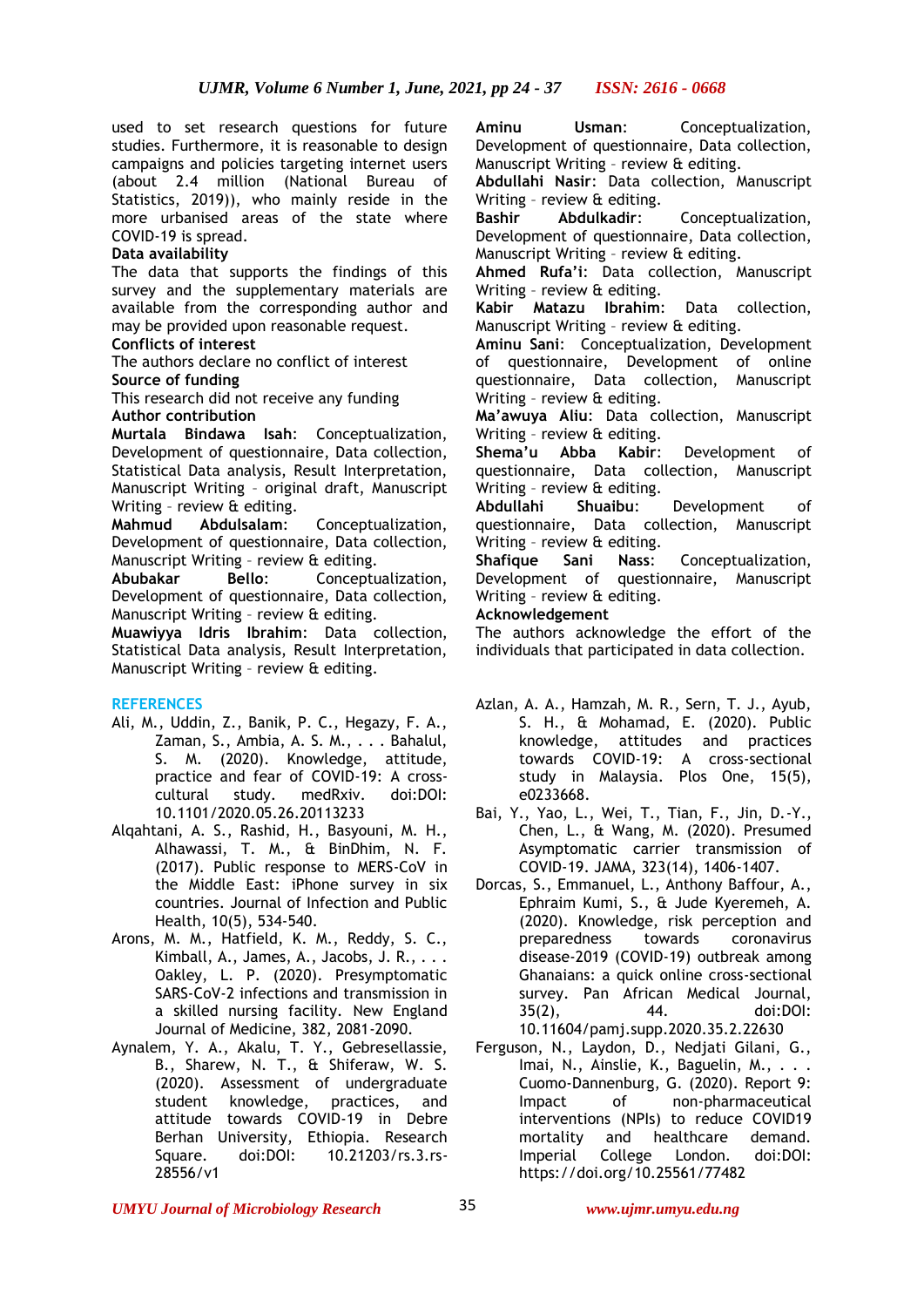used to set research questions for future studies. Furthermore, it is reasonable to design campaigns and policies targeting internet users (about 2.4 million (National Bureau of Statistics, 2019)), who mainly reside in the more urbanised areas of the state where COVID-19 is spread.

**Data availability**

The data that supports the findings of this survey and the supplementary materials are available from the corresponding author and may be provided upon reasonable request.

**Conflicts of interest**

The authors declare no conflict of interest

**Source of funding**

This research did not receive any funding

**Author contribution**

**Murtala Bindawa Isah**: Conceptualization, Development of questionnaire, Data collection, Statistical Data analysis, Result Interpretation, Manuscript Writing – original draft, Manuscript Writing – review & editing.

**Mahmud Abdulsalam**: Conceptualization, Development of questionnaire, Data collection, Manuscript Writing – review & editing.

**Abubakar Bello**: Conceptualization, Development of questionnaire, Data collection, Manuscript Writing – review & editing.

**Muawiyya Idris Ibrahim**: Data collection, Statistical Data analysis, Result Interpretation, Manuscript Writing – review & editing.

**Aminu Usman**: Conceptualization, Development of questionnaire, Data collection, Manuscript Writing – review & editing.

**Abdullahi Nasir**: Data collection, Manuscript Writing – review & editing.

**Bashir Abdulkadir**: Conceptualization, Development of questionnaire, Data collection, Manuscript Writing – review & editing.

**Ahmed Rufa'i**: Data collection, Manuscript Writing – review & editing.

**Kabir Matazu Ibrahim**: Data collection, Manuscript Writing – review & editing.

**Aminu Sani**: Conceptualization, Development of questionnaire, Development of online questionnaire, Data collection, Manuscript Writing – review & editing.

**Ma'awuya Aliu**: Data collection, Manuscript Writing – review & editing.

**Shema'u Abba Kabir**: Development of questionnaire, Data collection, Manuscript Writing – review & editing.

**Abdullahi Shuaibu**: Development of questionnaire, Data collection, Manuscript Writing – review & editing.

**Shafique Sani Nass**: Conceptualization, Development of questionnaire, Manuscript Writing – review & editing.

**Acknowledgement**

The authors acknowledge the effort of the individuals that participated in data collection.

## REFERENCES

Ali, M., Uddin, Z., Banik, P. C., Hegazy, F. A., Zaman, S., Ambia, A. S. M., . . . Bahalul, S. M. (2020). Knowledge, attitude, practice and fear of COVID-19: A cross-cultural study. medRxiv. doi:DOI: 10.1101/2020.05.26.20113233

Alqahtani, A. S., Rashid, H., Basyouni, M. H., Alhawassi, T. M., & BinDhim, N. F. (2017). Public response to MERS-CoV in the Middle East: iPhone survey in six countries. Journal of Infection and Public Health, 10(5), 534-540.

Arons, M. M., Hatfield, K. M., Reddy, S. C., Kimball, A., James, A., Jacobs, J. R., . . . Oakley, L. P. (2020). Presymptomatic SARS-CoV-2 infections and transmission in a skilled nursing facility. New England Journal of Medicine, 382, 2081-2090.

Aynalem, Y. A., Akalu, T. Y., Gebresellassie, B., Sharew, N. T., & Shiferaw, W. S. (2020). Assessment of undergraduate student knowledge, practices, and attitude towards COVID-19 in Debre Berhan University, Ethiopia. Research Square. doi:DOI: 10.21203/rs.3.rs-28556/v1

Azlan, A. A., Hamzah, M. R., Sern, T. J., Ayub, S. H., & Mohamad, E. (2020). Public knowledge, attitudes and practices towards COVID-19: A cross-sectional study in Malaysia. Plos One, 15(5), e0233668.

Bai, Y., Yao, L., Wei, T., Tian, F., Jin, D.-Y., Chen, L., & Wang, M. (2020). Presumed Asymptomatic carrier transmission of COVID-19. JAMA, 323(14), 1406-1407.

Dorcas, S., Emmanuel, L., Anthony Baffour, A., Ephraim Kumi, S., & Jude Kyeremeh, A. (2020). Knowledge, risk perception and preparedness towards coronavirus disease-2019 (COVID-19) outbreak among Ghanaians: a quick online cross-sectional survey. Pan African Medical Journal, 35(2), 44. doi:DOI: 10.11604/pamj.supp.2020.35.2.22630

Ferguson, N., Laydon, D., Nedjati Gilani, G., Imai, N., Ainslie, K., Baguelin, M., . . . Cuomo-Dannenburg, G. (2020). Report 9: Impact of non-pharmaceutical interventions (NPIs) to reduce COVID19 mortality and healthcare demand. Imperial College London. doi:DOI: https://doi.org/10.25561/77482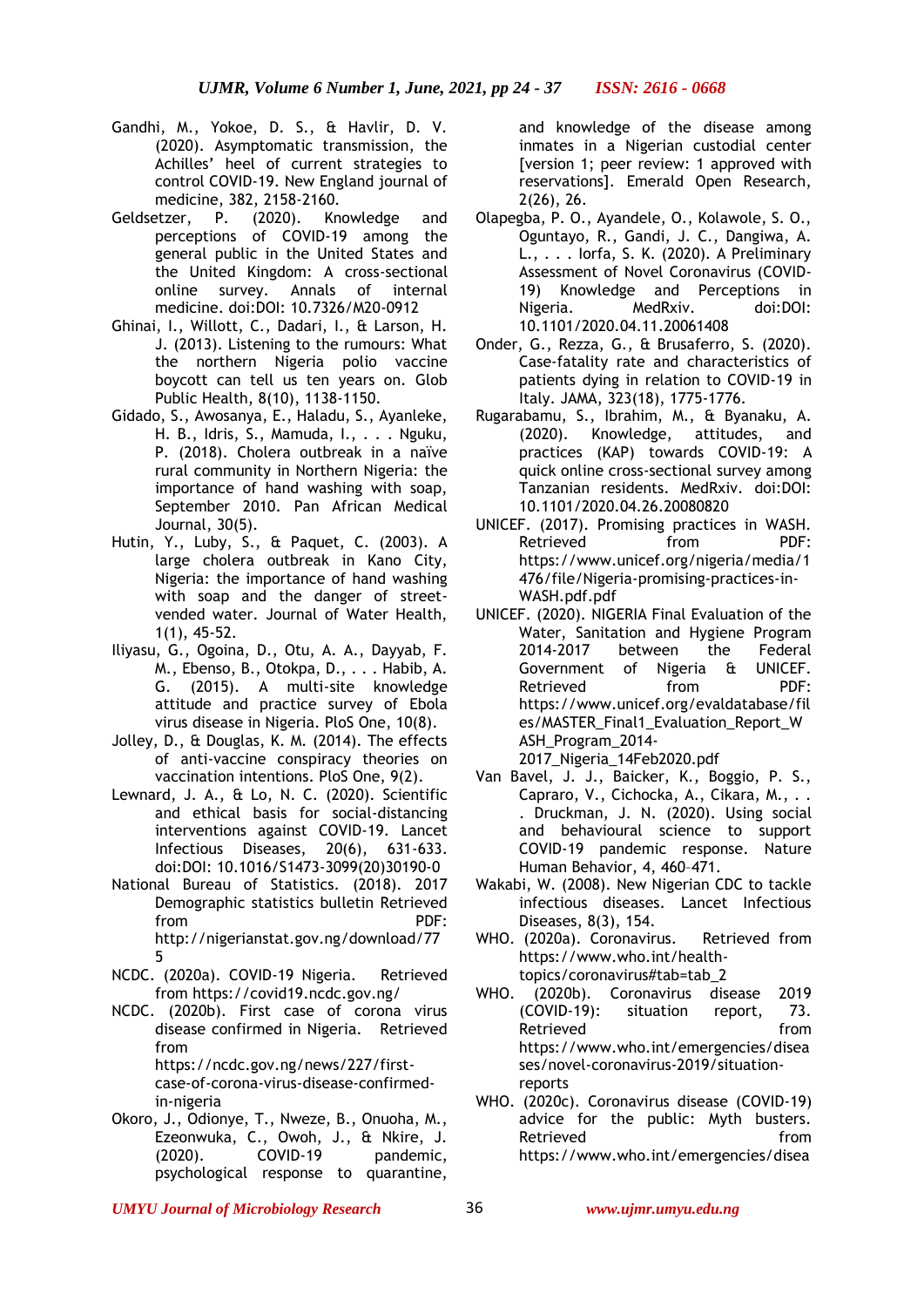Gandhi, M., Yokoe, D. S., & Havlir, D. V. (2020). Asymptomatic transmission, the Achilles' heel of current strategies to control COVID-19. New England journal of medicine, 382, 2158-2160.

Geldsetzer, P. (2020). Knowledge and perceptions of COVID-19 among the general public in the United States and the United Kingdom: A cross-sectional online survey. Annals of internal medicine. doi:DOI: 10.7326/M20-0912

Ghinai, I., Willott, C., Dadari, I., & Larson, H. J. (2013). Listening to the rumours: What the northern Nigeria polio vaccine boycott can tell us ten years on. Glob Public Health, 8(10), 1138-1150.

Gidado, S., Awosanya, E., Haladu, S., Ayanleke, H. B., Idris, S., Mamuda, I., . . . Nguku, P. (2018). Cholera outbreak in a naïve rural community in Northern Nigeria: the importance of hand washing with soap, September 2010. Pan African Medical Journal, 30(5).

Hutin, Y., Luby, S., & Paquet, C. (2003). A large cholera outbreak in Kano City, Nigeria: the importance of hand washing with soap and the danger of street-vended water. Journal of Water Health, 1(1), 45-52.

Iliyasu, G., Ogoina, D., Otu, A. A., Dayyab, F. M., Ebenso, B., Otokpa, D., . . . Habib, A. G. (2015). A multi-site knowledge attitude and practice survey of Ebola virus disease in Nigeria. PloS One, 10(8).

Jolley, D., & Douglas, K. M. (2014). The effects of anti-vaccine conspiracy theories on vaccination intentions. PloS One, 9(2).

Lewnard, J. A., & Lo, N. C. (2020). Scientific and ethical basis for social-distancing interventions against COVID-19. Lancet Infectious Diseases, 20(6), 631-633. doi:DOI: 10.1016/S1473-3099(20)30190-0

National Bureau of Statistics. (2018). 2017 Demographic statistics bulletin Retrieved from PDF: http://nigerianstat.gov.ng/download/775

NCDC. (2020a). COVID-19 Nigeria. Retrieved from https://covid19.ncdc.gov.ng/

NCDC. (2020b). First case of corona virus disease confirmed in Nigeria. Retrieved from https://ncdc.gov.ng/news/227/first-case-of-corona-virus-disease-confirmed-in-nigeria

Okoro, J., Odionye, T., Nweze, B., Onuoha, M., Ezeonwuka, C., Owoh, J., & Nkire, J. (2020). COVID-19 pandemic, psychological response to quarantine, and knowledge of the disease among inmates in a Nigerian custodial center [version 1; peer review: 1 approved with reservations]. Emerald Open Research, 2(26), 26.

Olapegba, P. O., Ayandele, O., Kolawole, S. O., Oguntayo, R., Gandi, J. C., Dangiwa, A. L., . . . Iorfa, S. K. (2020). A Preliminary Assessment of Novel Coronavirus (COVID-19) Knowledge and Perceptions in Nigeria. MedRxiv. doi:DOI: 10.1101/2020.04.11.20061408

Onder, G., Rezza, G., & Brusaferro, S. (2020). Case-fatality rate and characteristics of patients dying in relation to COVID-19 in Italy. JAMA, 323(18), 1775-1776.

Rugarabamu, S., Ibrahim, M., & Byanaku, A. (2020). Knowledge, attitudes, and practices (KAP) towards COVID-19: A quick online cross-sectional survey among Tanzanian residents. MedRxiv. doi:DOI: 10.1101/2020.04.26.20080820

UNICEF. (2017). Promising practices in WASH. Retrieved from PDF: https://www.unicef.org/nigeria/media/1476/file/Nigeria-promising-practices-in-WASH.pdf.pdf

UNICEF. (2020). NIGERIA Final Evaluation of the Water, Sanitation and Hygiene Program 2014-2017 between the Federal Government of Nigeria & UNICEF. Retrieved from PDF: https://www.unicef.org/evaldatabase/files/MASTER_Final1_Evaluation_Report_WASH_Program_2014-2017_Nigeria_14Feb2020.pdf

Van Bavel, J. J., Baicker, K., Boggio, P. S., Capraro, V., Cichocka, A., Cikara, M., . . . Druckman, J. N. (2020). Using social and behavioural science to support COVID-19 pandemic response. Nature Human Behavior, 4, 460–471.

Wakabi, W. (2008). New Nigerian CDC to tackle infectious diseases. Lancet Infectious Diseases, 8(3), 154.

WHO. (2020a). Coronavirus. Retrieved from https://www.who.int/health-topics/coronavirus#tab=tab_2

WHO. (2020b). Coronavirus disease 2019 (COVID-19): situation report, 73. Retrieved from https://www.who.int/emergencies/diseases/novel-coronavirus-2019/situation-reports

WHO. (2020c). Coronavirus disease (COVID-19) advice for the public: Myth busters. Retrieved from https://www.who.int/emergencies/disea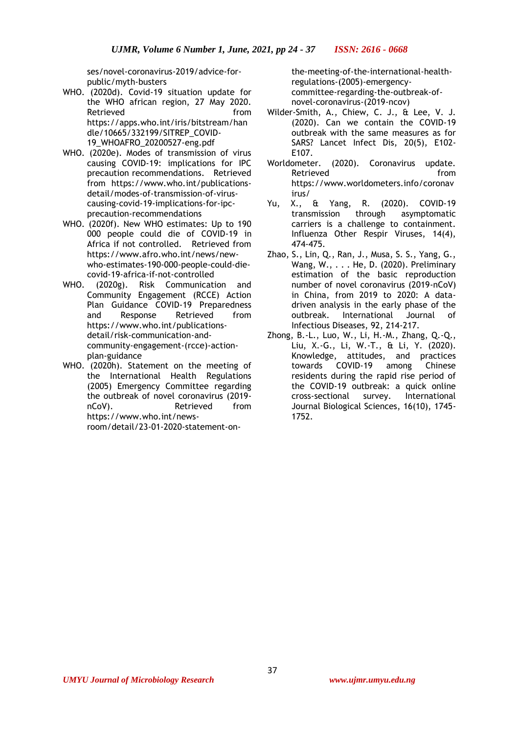ses/novel-coronavirus-2019/advice-for-public/myth-busters

WHO. (2020d). Covid-19 situation update for the WHO african region, 27 May 2020. Retrieved from https://apps.who.int/iris/bitstream/handle/10665/332199/SITREP_COVID-19_WHOAFRO_20200527-eng.pdf

WHO. (2020e). Modes of transmission of virus causing COVID-19: implications for IPC precaution recommendations. Retrieved from https://www.who.int/publications-detail/modes-of-transmission-of-virus-causing-covid-19-implications-for-ipc-precaution-recommendations

WHO. (2020f). New WHO estimates: Up to 190 000 people could die of COVID-19 in Africa if not controlled. Retrieved from https://www.afro.who.int/news/new-who-estimates-190-000-people-could-die-covid-19-africa-if-not-controlled

WHO. (2020g). Risk Communication and Community Engagement (RCCE) Action Plan Guidance COVID-19 Preparedness and Response Retrieved from https://www.who.int/publications-detail/risk-communication-and-community-engagement-(rcce)-action-plan-guidance

WHO. (2020h). Statement on the meeting of the International Health Regulations (2005) Emergency Committee regarding the outbreak of novel coronavirus (2019-nCoV). Retrieved from https://www.who.int/news-room/detail/23-01-2020-statement-on-the-meeting-of-the-international-health-regulations-(2005)-emergency-committee-regarding-the-outbreak-of-novel-coronavirus-(2019-ncov)

Wilder-Smith, A., Chiew, C. J., & Lee, V. J. (2020). Can we contain the COVID-19 outbreak with the same measures as for SARS? Lancet Infect Dis, 20(5), E102-E107.

Worldometer. (2020). Coronavirus update. Retrieved from https://www.worldometers.info/coronavirus/

Yu, X., & Yang, R. (2020). COVID-19 transmission through asymptomatic carriers is a challenge to containment. Influenza Other Respir Viruses, 14(4), 474-475.

Zhao, S., Lin, Q., Ran, J., Musa, S. S., Yang, G., Wang, W., . . . He, D. (2020). Preliminary estimation of the basic reproduction number of novel coronavirus (2019-nCoV) in China, from 2019 to 2020: A data-driven analysis in the early phase of the outbreak. International Journal of Infectious Diseases, 92, 214-217.

Zhong, B.-L., Luo, W., Li, H.-M., Zhang, Q.-Q., Liu, X.-G., Li, W.-T., & Li, Y. (2020). Knowledge, attitudes, and practices towards COVID-19 among Chinese residents during the rapid rise period of the COVID-19 outbreak: a quick online cross-sectional survey. International Journal Biological Sciences, 16(10), 1745-1752.